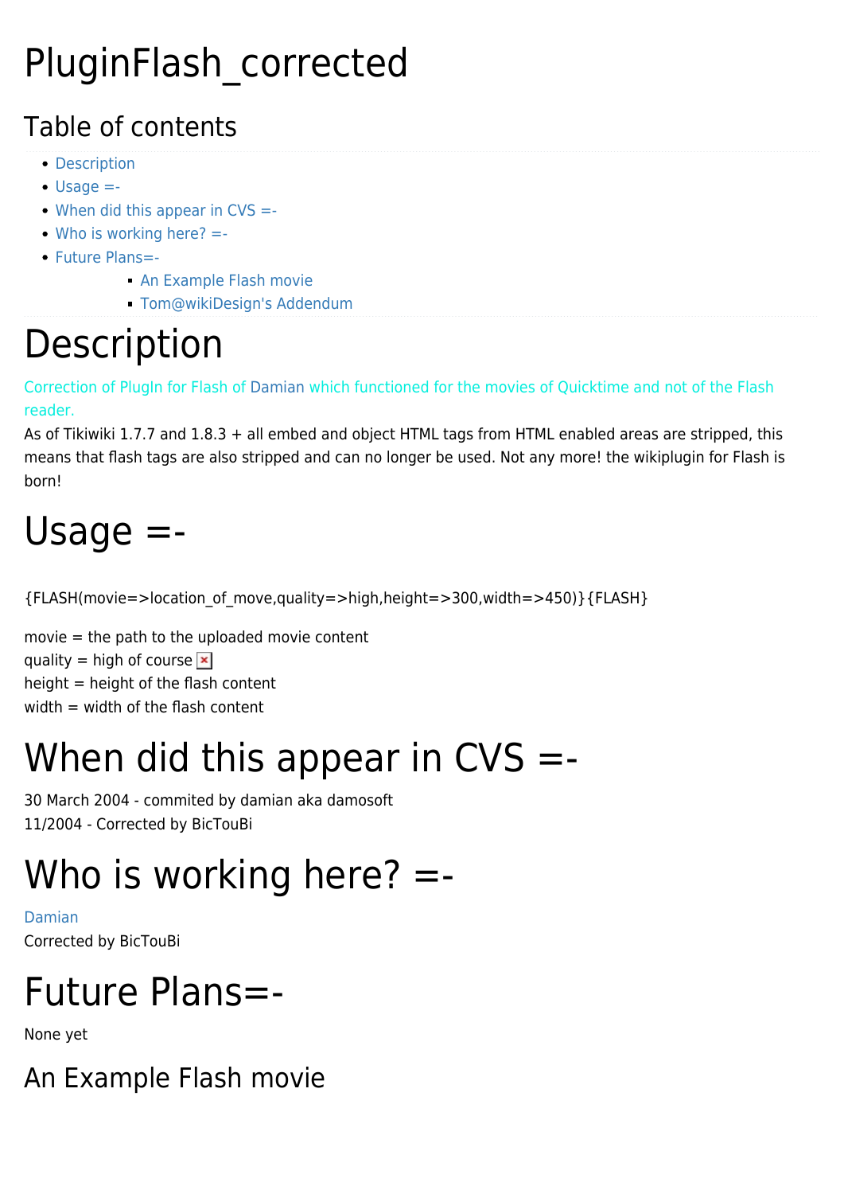# PluginFlash_corrected

## Table of contents

- Description
- Usage =-
- When did this appear in CVS =-
- Who is working here? =-
- Future Plans=-
    - An Example Flash movie
    - Tom@wikiDesign's Addendum

# Description

Correction of PlugIn for Flash of Damian which functioned for the movies of Quicktime and not of the Flash reader.
As of Tikiwiki 1.7.7 and 1.8.3 + all embed and object HTML tags from HTML enabled areas are stripped, this means that flash tags are also stripped and can no longer be used. Not any more! the wikiplugin for Flash is born!

# Usage =-

```
{FLASH(movie=>location_of_move,quality=>high,height=>300,width=>450)}{FLASH}
```

movie = the path to the uploaded movie content
quality = high of course
height = height of the flash content
width = width of the flash content

# When did this appear in CVS =-

30 March 2004 - commited by damian aka damosoft
11/2004 - Corrected by BicTouBi

# Who is working here? =-

Damian
Corrected by BicTouBi

# Future Plans=-

None yet

## An Example Flash movie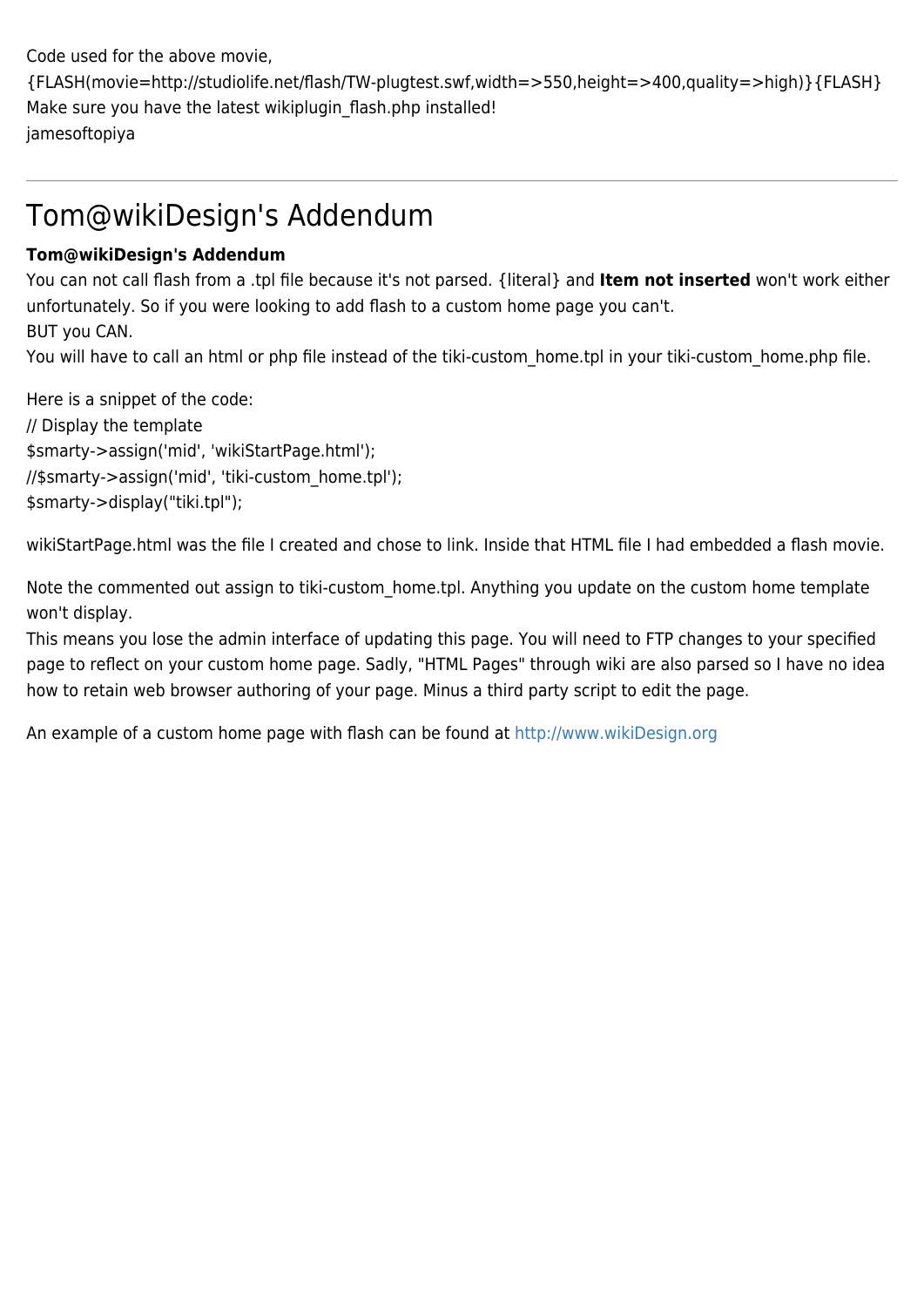Code used for the above movie,
{FLASH(movie=http://studiolife.net/flash/TW-plugtest.swf,width=>550,height=>400,quality=>high)}{FLASH}
Make sure you have the latest wikiplugin_flash.php installed!
jamesoftopiya

---

## Tom@wikiDesign's Addendum

**Tom@wikiDesign's Addendum**
You can not call flash from a .tpl file because it's not parsed. {literal} and **Item not inserted** won't work either unfortunately. So if you were looking to add flash to a custom home page you can't.
BUT you CAN.
You will have to call an html or php file instead of the tiki-custom_home.tpl in your tiki-custom_home.php file.

Here is a snippet of the code:

```
// Display the template
$smarty->assign('mid', 'wikiStartPage.html');
//$smarty->assign('mid', 'tiki-custom_home.tpl');
$smarty->display("tiki.tpl");
```

wikiStartPage.html was the file I created and chose to link. Inside that HTML file I had embedded a flash movie.

Note the commented out assign to tiki-custom_home.tpl. Anything you update on the custom home template won't display.
This means you lose the admin interface of updating this page. You will need to FTP changes to your specified page to reflect on your custom home page. Sadly, "HTML Pages" through wiki are also parsed so I have no idea how to retain web browser authoring of your page. Minus a third party script to edit the page.

An example of a custom home page with flash can be found at http://www.wikiDesign.org